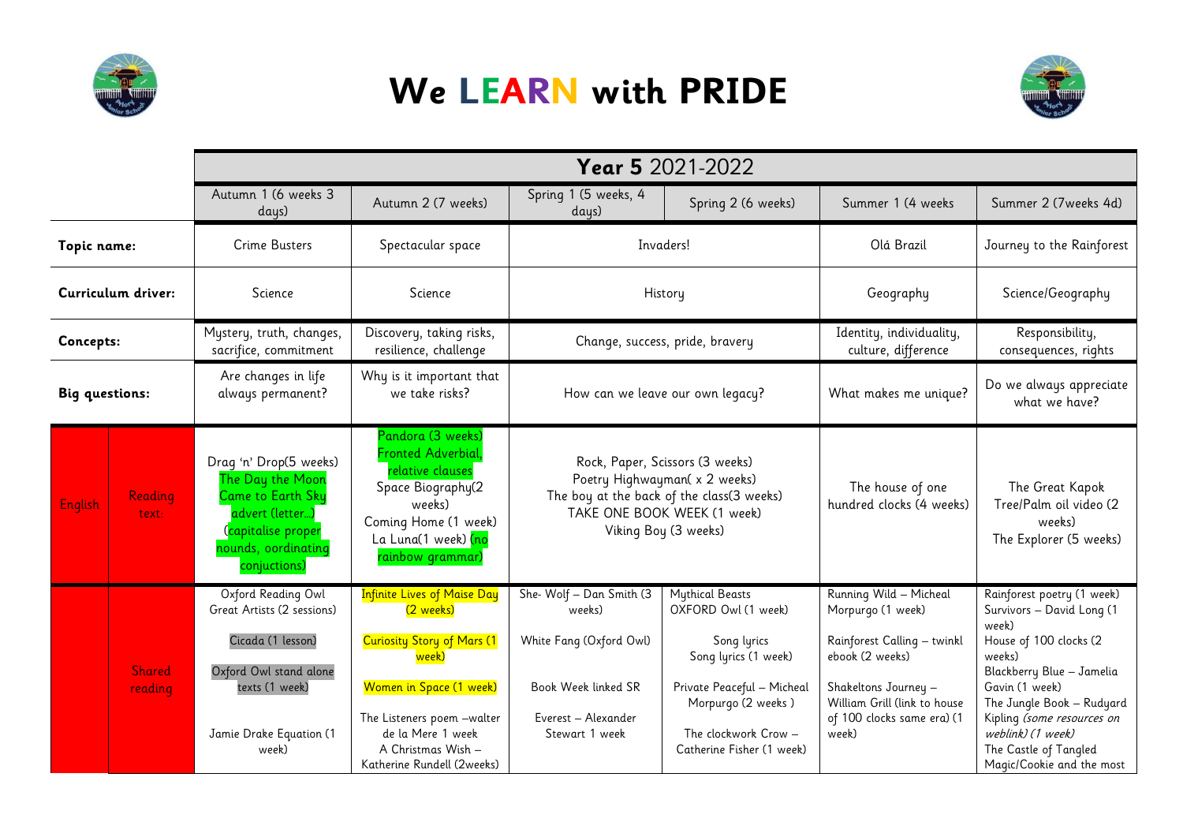# We LEARN with PRIDE

| | | Year 5 2021-2022 | | | | | |
|---|---|---|---|---|---|---|---|
| | | Autumn 1 (6 weeks 3 days) | Autumn 2 (7 weeks) | Spring 1 (5 weeks, 4 days) | Spring 2 (6 weeks) | Summer 1 (4 weeks | Summer 2 (7weeks 4d) |
| **Topic name:** | | Crime Busters | Spectacular space | Invaders! | | Olá Brazil | Journey to the Rainforest |
| **Curriculum driver:** | | Science | Science | History | | Geography | Science/Geography |
| **Concepts:** | | Mystery, truth, changes, sacrifice, commitment | Discovery, taking risks, resilience, challenge | Change, success, pride, bravery | | Identity, individuality, culture, difference | Responsibility, consequences, rights |
| **Big questions:** | | Are changes in life always permanent? | Why is it important that we take risks? | How can we leave our own legacy? | | What makes me unique? | Do we always appreciate what we have? |
| English | Reading text: | Drag 'n' Drop(5 weeks) The Day the Moon Came to Earth Sky advert (letter…) (capitalise proper nounds, oordinating conjuctions) | Pandora (3 weeks) Fronted Adverbial, relative clauses Space Biography(2 weeks) Coming Home (1 week) La Luna(1 week) (no rainbow grammar) | Rock, Paper, Scissors (3 weeks) Poetry Highwayman( x 2 weeks) The boy at the back of the class(3 weeks) TAKE ONE BOOK WEEK (1 week) Viking Boy (3 weeks) | | The house of one hundred clocks (4 weeks) | The Great Kapok Tree/Palm oil video (2 weeks) The Explorer (5 weeks) |
| | Shared reading | Oxford Reading Owl Great Artists (2 sessions)<br><br>Cicada (1 lesson)<br><br>Oxford Owl stand alone texts (1 week)<br><br>Jamie Drake Equation (1 week) | Infinite Lives of Maise Day (2 weeks)<br><br>Curiosity Story of Mars (1 week)<br><br>Women in Space (1 week)<br><br>The Listeners poem –walter de la Mere 1 week<br>A Christmas Wish – Katherine Rundell (2weeks) | She- Wolf – Dan Smith (3 weeks)<br><br>White Fang (Oxford Owl)<br><br>Book Week linked SR<br><br>Everest – Alexander Stewart 1 week | Mythical Beasts OXFORD Owl (1 week)<br><br>Song lyrics<br>Song lyrics (1 week)<br><br>Private Peaceful – Micheal Morpurgo (2 weeks )<br><br>The clockwork Crow – Catherine Fisher (1 week) | Running Wild – Micheal Morpurgo (1 week)<br><br>Rainforest Calling – twinkl ebook (2 weeks)<br><br>Shakeltons Journey – William Grill (link to house of 100 clocks same era) (1 week) | Rainforest poetry (1 week)<br>Survivors – David Long (1 week)<br>House of 100 clocks (2 weeks)<br>Blackberry Blue – Jamelia Gavin (1 week)<br>The Jungle Book – Rudyard Kipling *(some resources on weblink) (1 week)*<br>The Castle of Tangled Magic/Cookie and the most |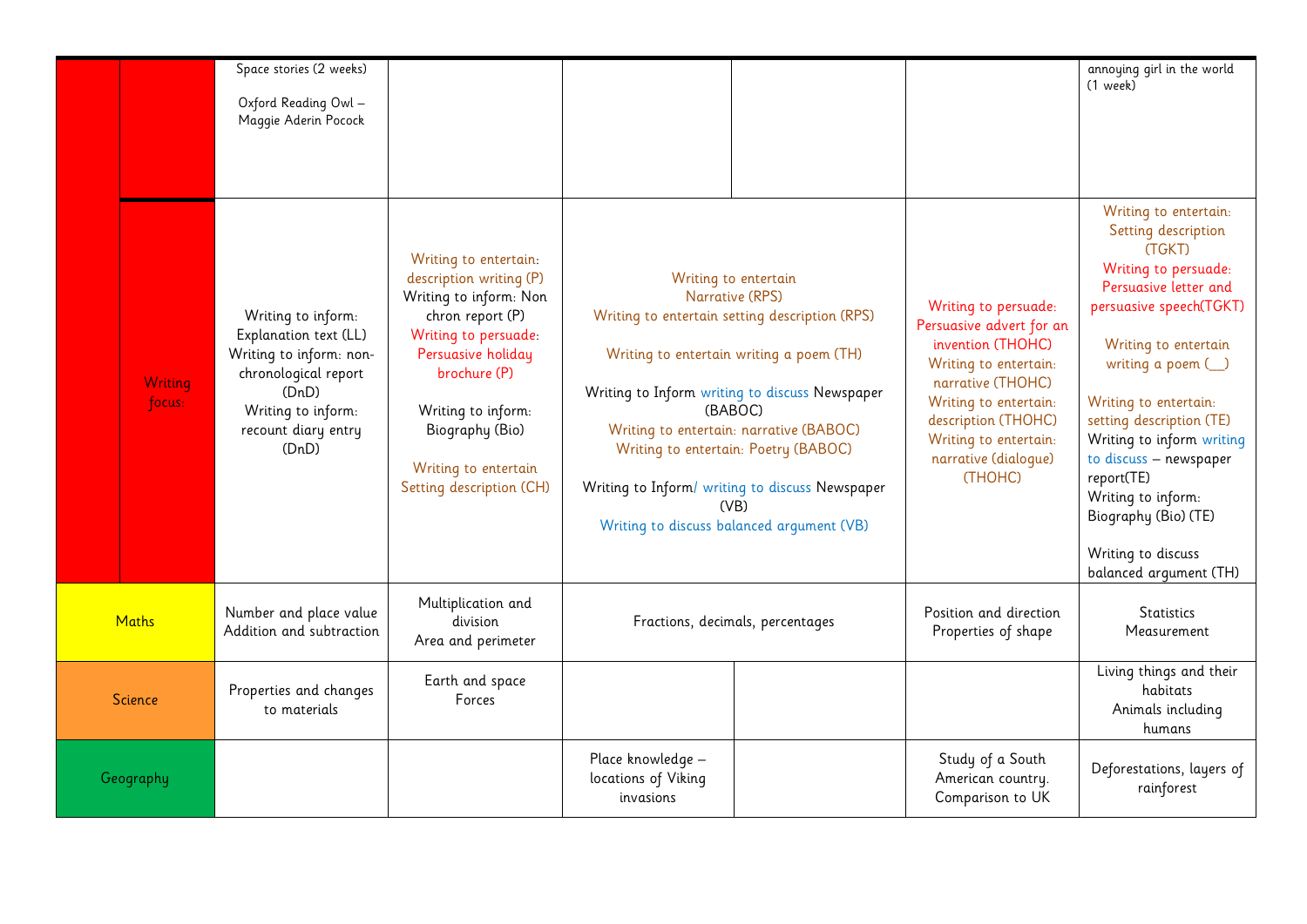| | | | | | | | |
|---|---|---|---|---|---|---|---|
| | | Space stories (2 weeks)<br><br>Oxford Reading Owl – Maggie Aderin Pocock | | | | | annoying girl in the world (1 week) |
| | Writing focus: | Writing to inform: Explanation text (LL)<br>Writing to inform: non-chronological report (DnD)<br>Writing to inform: recount diary entry (DnD) | Writing to entertain: description writing (P)<br>Writing to inform: Non chron report (P)<br>Writing to persuade: Persuasive holiday brochure (P)<br><br>Writing to inform: Biography (Bio)<br><br>Writing to entertain Setting description (CH) | Writing to entertain Narrative (RPS)<br>Writing to entertain setting description (RPS)<br><br>Writing to entertain writing a poem (TH)<br><br>Writing to Inform writing to discuss Newspaper (BABOC)<br>Writing to entertain: narrative (BABOC)<br>Writing to entertain: Poetry (BABOC)<br><br>Writing to Inform/ writing to discuss Newspaper (VB)<br>Writing to discuss balanced argument (VB) | | Writing to persuade: Persuasive advert for an invention (THOHC)<br>Writing to entertain: narrative (THOHC)<br>Writing to entertain: description (THOHC)<br>Writing to entertain: narrative (dialogue) (THOHC) | Writing to entertain: Setting description (TGKT)<br>Writing to persuade: Persuasive letter and persuasive speech(TGKT)<br><br>Writing to entertain writing a poem (__)<br><br>Writing to entertain: setting description (TE)<br>Writing to inform writing to discuss – newspaper report(TE)<br>Writing to inform: Biography (Bio) (TE)<br><br>Writing to discuss balanced argument (TH) |
| Maths | | Number and place value<br>Addition and subtraction | Multiplication and division<br>Area and perimeter | Fractions, decimals, percentages | | Position and direction<br>Properties of shape | Statistics<br>Measurement |
| Science | | Properties and changes to materials | Earth and space<br>Forces | | | | Living things and their habitats<br>Animals including humans |
| Geography | | | | Place knowledge – locations of Viking invasions | | Study of a South American country. Comparison to UK | Deforestations, layers of rainforest |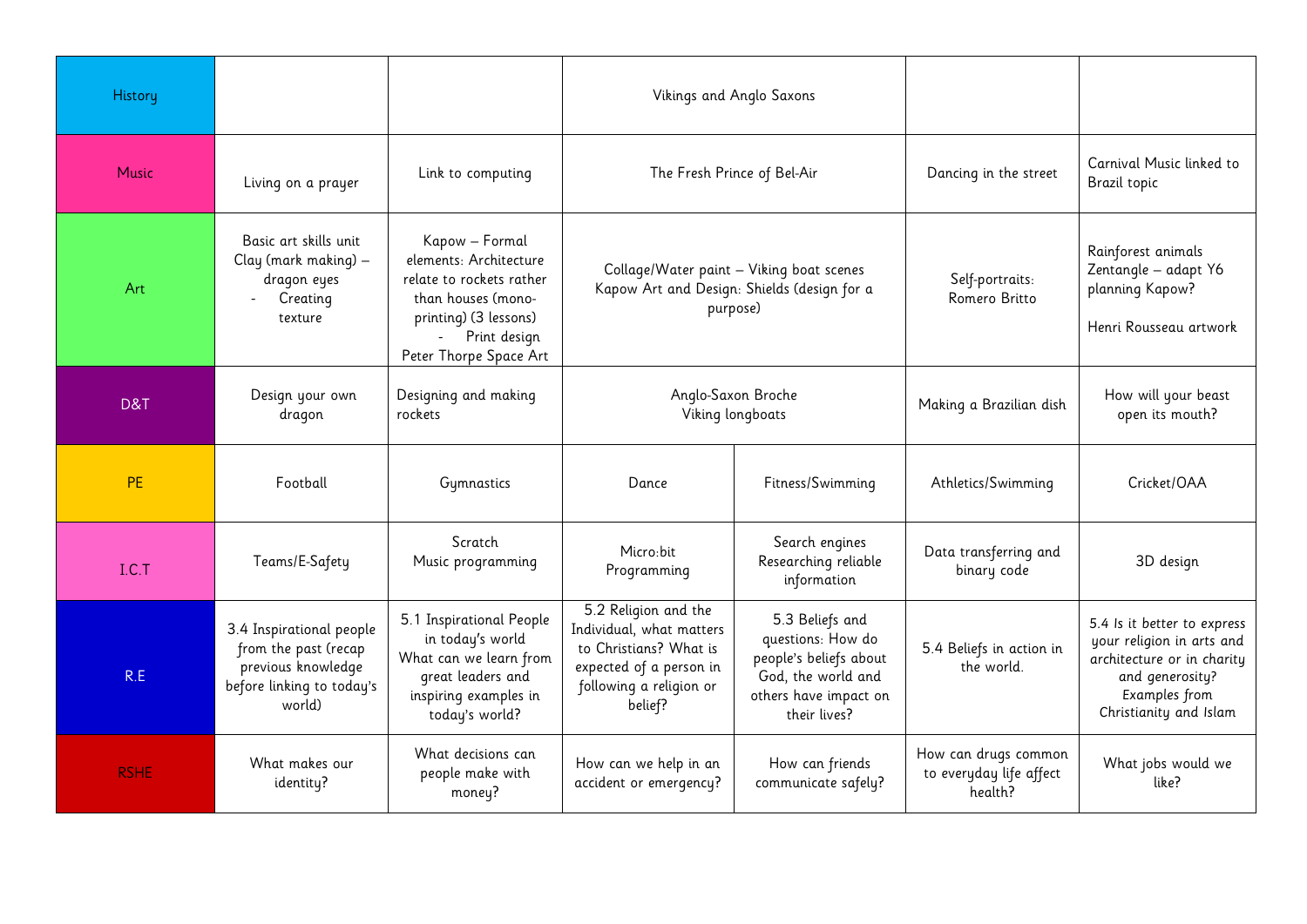| | | | | | | |
|---|---|---|---|---|---|---|
| History | | | Vikings and Anglo Saxons | | | |
| Music | Living on a prayer | Link to computing | The Fresh Prince of Bel-Air | | Dancing in the street | Carnival Music linked to Brazil topic |
| Art | Basic art skills unit<br>Clay (mark making) – dragon eyes<br>- Creating texture | Kapow – Formal elements: Architecture relate to rockets rather than houses (mono-printing) (3 lessons)<br>- Print design<br>Peter Thorpe Space Art | Collage/Water paint – Viking boat scenes<br>Kapow Art and Design: Shields (design for a purpose) | | Self-portraits:<br>Romero Britto | Rainforest animals<br>Zentangle – adapt Y6 planning Kapow?<br><br>Henri Rousseau artwork |
| D&T | Design your own dragon | Designing and making rockets | Anglo-Saxon Broche<br>Viking longboats | | Making a Brazilian dish | How will your beast open its mouth? |
| PE | Football | Gymnastics | Dance | Fitness/Swimming | Athletics/Swimming | Cricket/OAA |
| I.C.T | Teams/E-Safety | Scratch<br>Music programming | Micro:bit<br>Programming | Search engines<br>Researching reliable information | Data transferring and binary code | 3D design |
| R.E | 3.4 Inspirational people from the past (recap previous knowledge before linking to today's world) | 5.1 Inspirational People in today's world<br>What can we learn from great leaders and inspiring examples in today's world? | 5.2 Religion and the Individual, what matters to Christians? What is expected of a person in following a religion or belief? | 5.3 Beliefs and questions: How do people's beliefs about God, the world and others have impact on their lives? | 5.4 Beliefs in action in the world. | 5.4 Is it better to express your religion in arts and architecture or in charity and generosity? Examples from Christianity and Islam |
| RSHE | What makes our identity? | What decisions can people make with money? | How can we help in an accident or emergency? | How can friends communicate safely? | How can drugs common to everyday life affect health? | What jobs would we like? |